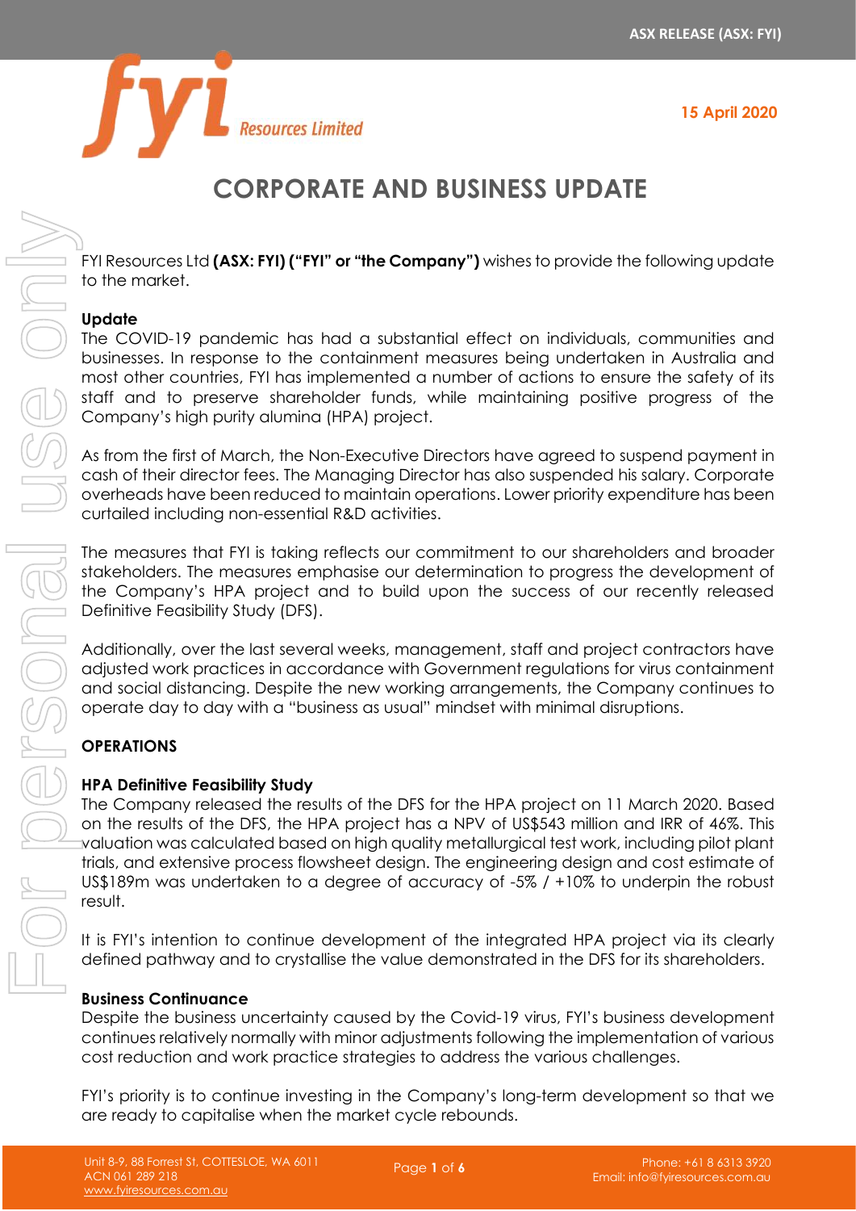**ASX RELEASE (ASX: FYI)**

**15 April 2020**

# CORPORATE AND BUSINESS UPDATE

FYI Resources Ltd **(ASX: FYI) ("FYI" or "the Company")** wishes to provide the following update to the market.

**Update**

The COVID-19 pandemic has had a substantial effect on individuals, communities and businesses. In response to the containment measures being undertaken in Australia and most other countries, FYI has implemented a number of actions to ensure the safety of its staff and to preserve shareholder funds, while maintaining positive progress of the Company's high purity alumina (HPA) project.

As from the first of March, the Non-Executive Directors have agreed to suspend payment in cash of their director fees. The Managing Director has also suspended his salary. Corporate overheads have been reduced to maintain operations. Lower priority expenditure has been curtailed including non-essential R&D activities.

The measures that FYI is taking reflects our commitment to our shareholders and broader stakeholders. The measures emphasise our determination to progress the development of the Company's HPA project and to build upon the success of our recently released Definitive Feasibility Study (DFS).

Additionally, over the last several weeks, management, staff and project contractors have adjusted work practices in accordance with Government regulations for virus containment and social distancing. Despite the new working arrangements, the Company continues to operate day to day with a "business as usual" mindset with minimal disruptions.

## OPERATIONS

### HPA Definitive Feasibility Study

The Company released the results of the DFS for the HPA project on 11 March 2020. Based on the results of the DFS, the HPA project has a NPV of US$543 million and IRR of 46%. This valuation was calculated based on high quality metallurgical test work, including pilot plant trials, and extensive process flowsheet design. The engineering design and cost estimate of US$189m was undertaken to a degree of accuracy of -5% / +10% to underpin the robust result.

It is FYI's intention to continue development of the integrated HPA project via its clearly defined pathway and to crystallise the value demonstrated in the DFS for its shareholders.

### Business Continuance

Despite the business uncertainty caused by the Covid-19 virus, FYI's business development continues relatively normally with minor adjustments following the implementation of various cost reduction and work practice strategies to address the various challenges.

FYI's priority is to continue investing in the Company's long-term development so that we are ready to capitalise when the market cycle rebounds.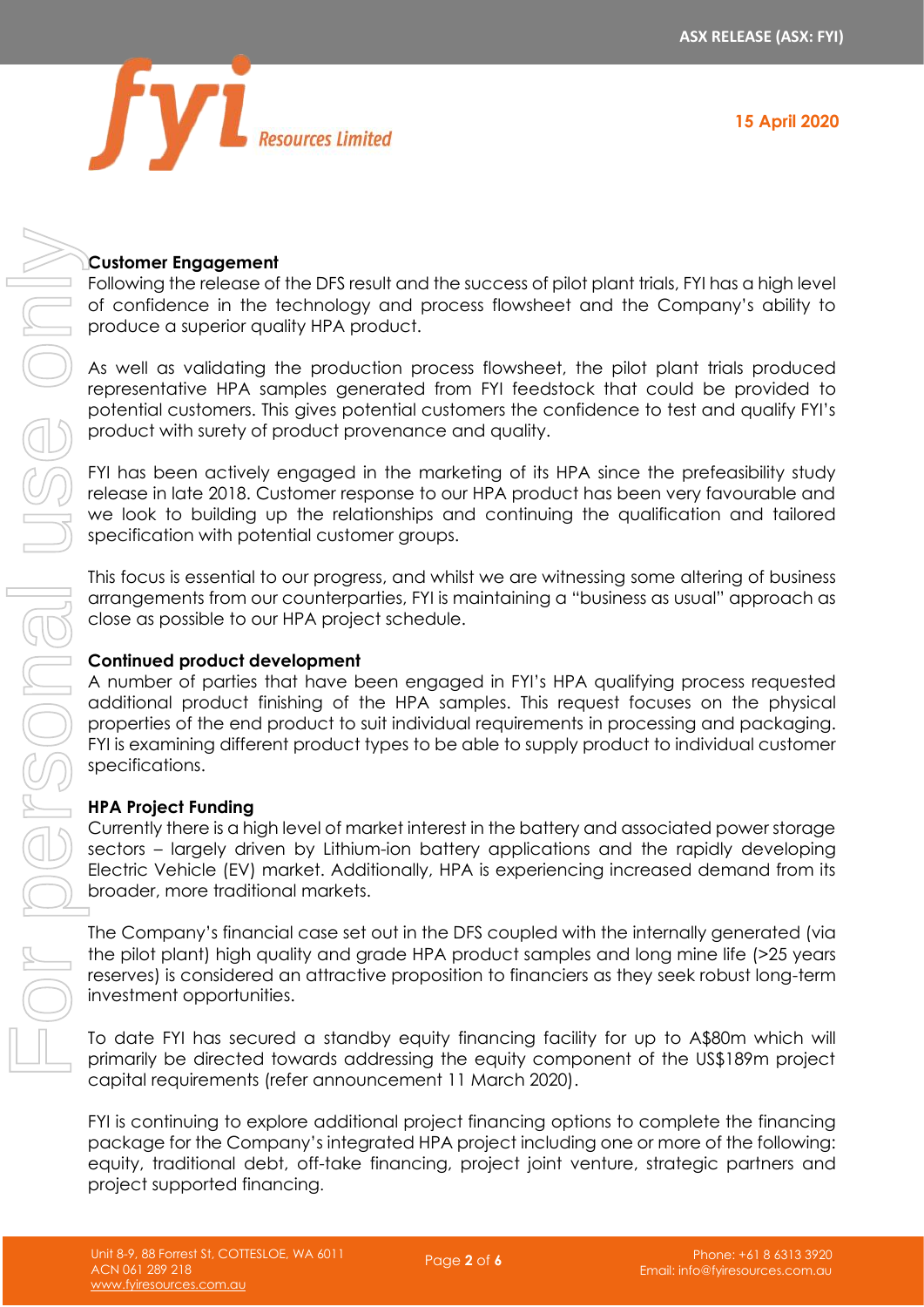## Customer Engagement

Following the release of the DFS result and the success of pilot plant trials, FYI has a high level of confidence in the technology and process flowsheet and the Company's ability to produce a superior quality HPA product.

As well as validating the production process flowsheet, the pilot plant trials produced representative HPA samples generated from FYI feedstock that could be provided to potential customers. This gives potential customers the confidence to test and qualify FYI's product with surety of product provenance and quality.

FYI has been actively engaged in the marketing of its HPA since the prefeasibility study release in late 2018. Customer response to our HPA product has been very favourable and we look to building up the relationships and continuing the qualification and tailored specification with potential customer groups.

This focus is essential to our progress, and whilst we are witnessing some altering of business arrangements from our counterparties, FYI is maintaining a "business as usual" approach as close as possible to our HPA project schedule.

## Continued product development

A number of parties that have been engaged in FYI's HPA qualifying process requested additional product finishing of the HPA samples. This request focuses on the physical properties of the end product to suit individual requirements in processing and packaging. FYI is examining different product types to be able to supply product to individual customer specifications.

## HPA Project Funding

Currently there is a high level of market interest in the battery and associated power storage sectors – largely driven by Lithium-ion battery applications and the rapidly developing Electric Vehicle (EV) market. Additionally, HPA is experiencing increased demand from its broader, more traditional markets.

The Company's financial case set out in the DFS coupled with the internally generated (via the pilot plant) high quality and grade HPA product samples and long mine life (>25 years reserves) is considered an attractive proposition to financiers as they seek robust long-term investment opportunities.

To date FYI has secured a standby equity financing facility for up to A$80m which will primarily be directed towards addressing the equity component of the US$189m project capital requirements (refer announcement 11 March 2020).

FYI is continuing to explore additional project financing options to complete the financing package for the Company's integrated HPA project including one or more of the following: equity, traditional debt, off-take financing, project joint venture, strategic partners and project supported financing.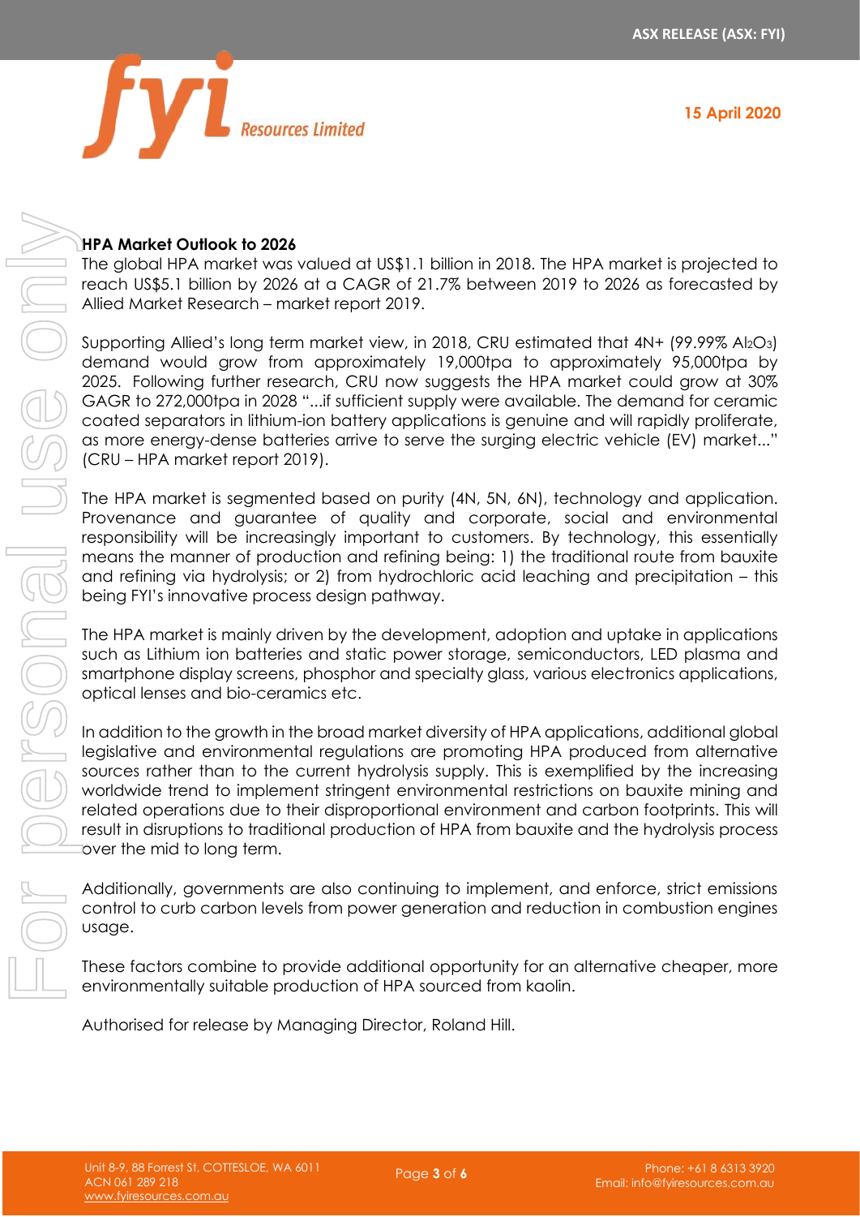**HPA Market Outlook to 2026**

The global HPA market was valued at US$1.1 billion in 2018. The HPA market is projected to reach US$5.1 billion by 2026 at a CAGR of 21.7% between 2019 to 2026 as forecasted by Allied Market Research – market report 2019.

Supporting Allied's long term market view, in 2018, CRU estimated that 4N+ (99.99% $Al_2O_3$) demand would grow from approximately 19,000tpa to approximately 95,000tpa by 2025. Following further research, CRU now suggests the HPA market could grow at 30% GAGR to 272,000tpa in 2028 "...if sufficient supply were available. The demand for ceramic coated separators in lithium-ion battery applications is genuine and will rapidly proliferate, as more energy-dense batteries arrive to serve the surging electric vehicle (EV) market..." (CRU – HPA market report 2019).

The HPA market is segmented based on purity (4N, 5N, 6N), technology and application. Provenance and guarantee of quality and corporate, social and environmental responsibility will be increasingly important to customers. By technology, this essentially means the manner of production and refining being: 1) the traditional route from bauxite and refining via hydrolysis; or 2) from hydrochloric acid leaching and precipitation – this being FYI's innovative process design pathway.

The HPA market is mainly driven by the development, adoption and uptake in applications such as Lithium ion batteries and static power storage, semiconductors, LED plasma and smartphone display screens, phosphor and specialty glass, various electronics applications, optical lenses and bio-ceramics etc.

In addition to the growth in the broad market diversity of HPA applications, additional global legislative and environmental regulations are promoting HPA produced from alternative sources rather than to the current hydrolysis supply. This is exemplified by the increasing worldwide trend to implement stringent environmental restrictions on bauxite mining and related operations due to their disproportional environment and carbon footprints. This will result in disruptions to traditional production of HPA from bauxite and the hydrolysis process over the mid to long term.

Additionally, governments are also continuing to implement, and enforce, strict emissions control to curb carbon levels from power generation and reduction in combustion engines usage.

These factors combine to provide additional opportunity for an alternative cheaper, more environmentally suitable production of HPA sourced from kaolin.

Authorised for release by Managing Director, Roland Hill.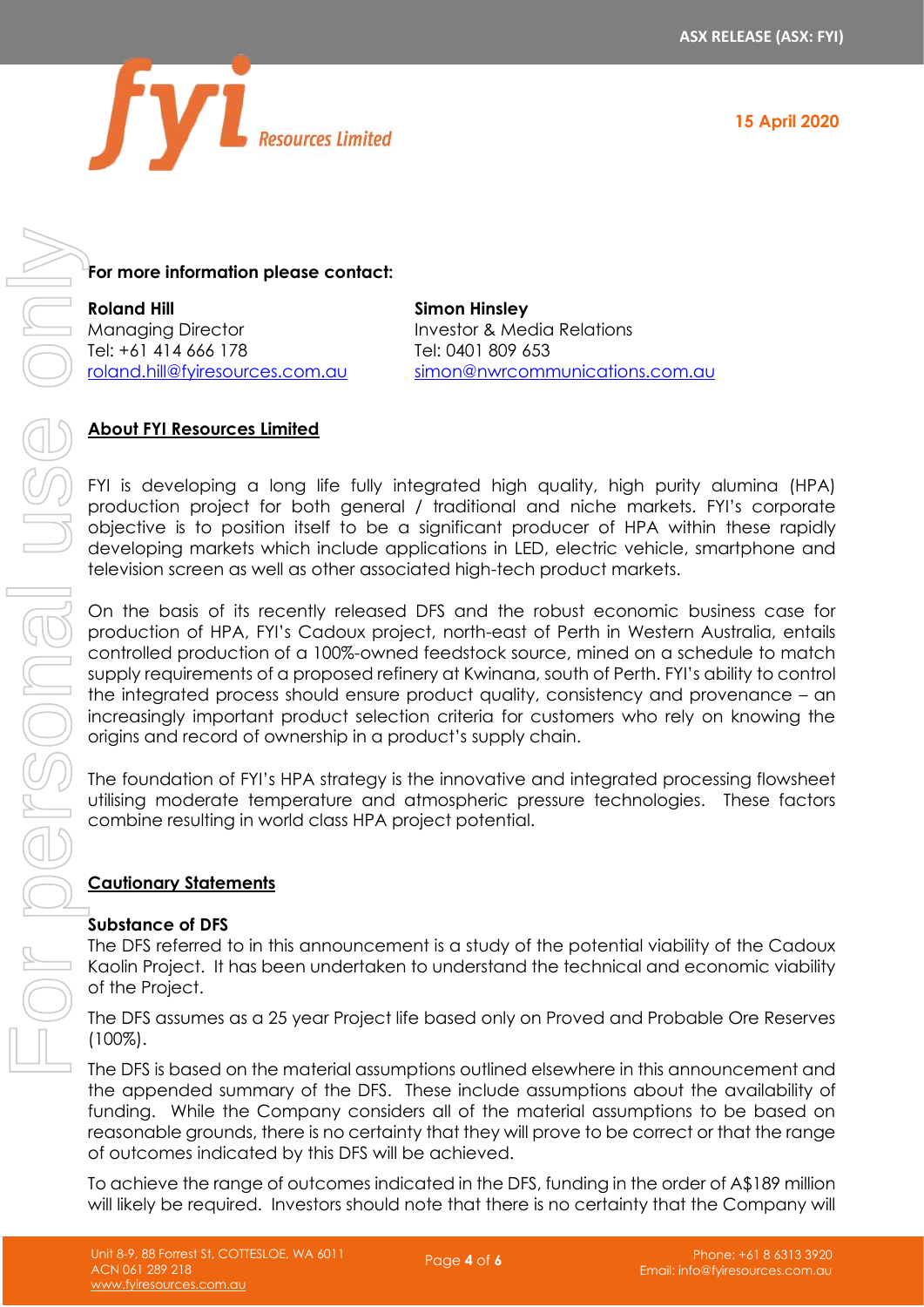**For more information please contact:**

**Roland Hill**
Managing Director
Tel: +61 414 666 178
roland.hill@fyiresources.com.au

**Simon Hinsley**
Investor & Media Relations
Tel: 0401 809 653
simon@nwrcommunications.com.au

## About FYI Resources Limited

FYI is developing a long life fully integrated high quality, high purity alumina (HPA) production project for both general / traditional and niche markets. FYI's corporate objective is to position itself to be a significant producer of HPA within these rapidly developing markets which include applications in LED, electric vehicle, smartphone and television screen as well as other associated high-tech product markets.

On the basis of its recently released DFS and the robust economic business case for production of HPA, FYI's Cadoux project, north-east of Perth in Western Australia, entails controlled production of a 100%-owned feedstock source, mined on a schedule to match supply requirements of a proposed refinery at Kwinana, south of Perth. FYI's ability to control the integrated process should ensure product quality, consistency and provenance – an increasingly important product selection criteria for customers who rely on knowing the origins and record of ownership in a product's supply chain.

The foundation of FYI's HPA strategy is the innovative and integrated processing flowsheet utilising moderate temperature and atmospheric pressure technologies. These factors combine resulting in world class HPA project potential.

## Cautionary Statements

### Substance of DFS

The DFS referred to in this announcement is a study of the potential viability of the Cadoux Kaolin Project. It has been undertaken to understand the technical and economic viability of the Project.

The DFS assumes as a 25 year Project life based only on Proved and Probable Ore Reserves (100%).

The DFS is based on the material assumptions outlined elsewhere in this announcement and the appended summary of the DFS. These include assumptions about the availability of funding. While the Company considers all of the material assumptions to be based on reasonable grounds, there is no certainty that they will prove to be correct or that the range of outcomes indicated by this DFS will be achieved.

To achieve the range of outcomes indicated in the DFS, funding in the order of A$189 million will likely be required. Investors should note that there is no certainty that the Company will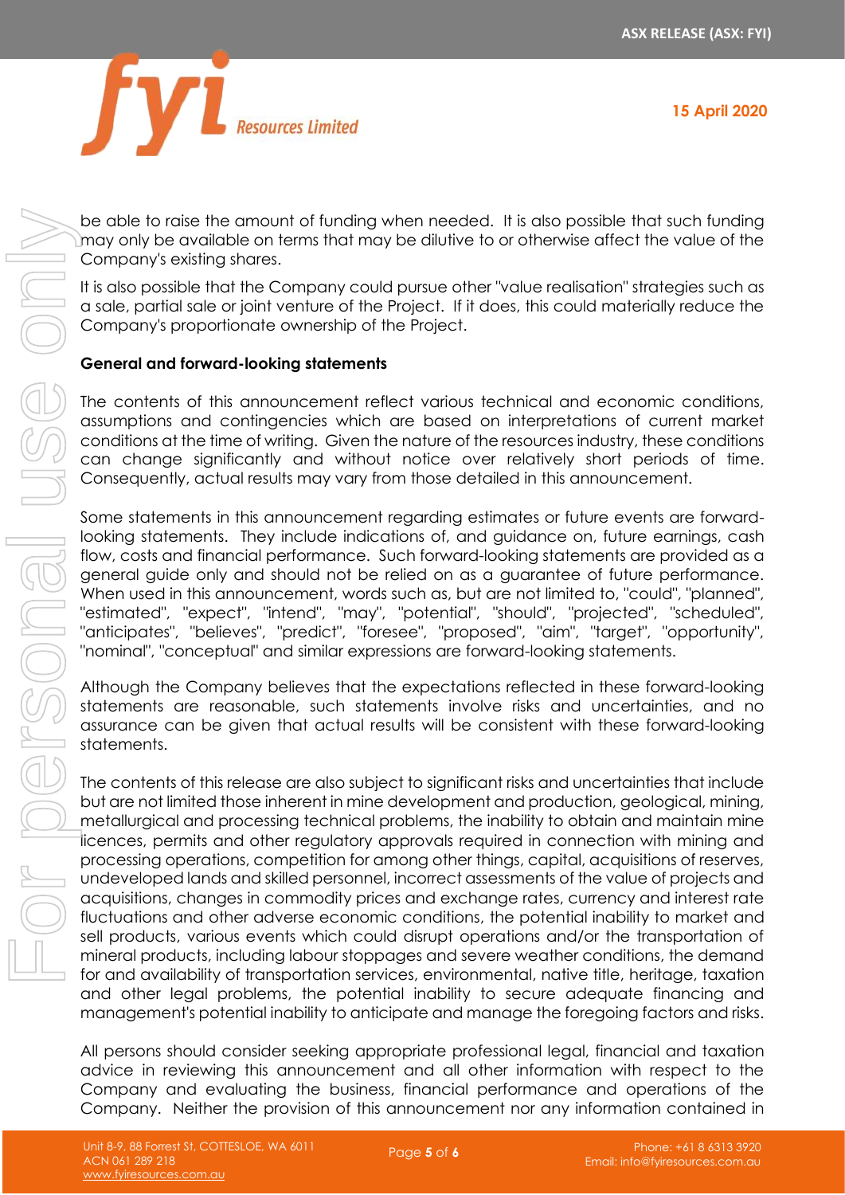be able to raise the amount of funding when needed. It is also possible that such funding may only be available on terms that may be dilutive to or otherwise affect the value of the Company's existing shares.

It is also possible that the Company could pursue other "value realisation" strategies such as a sale, partial sale or joint venture of the Project. If it does, this could materially reduce the Company's proportionate ownership of the Project.

**General and forward-looking statements**

The contents of this announcement reflect various technical and economic conditions, assumptions and contingencies which are based on interpretations of current market conditions at the time of writing. Given the nature of the resources industry, these conditions can change significantly and without notice over relatively short periods of time. Consequently, actual results may vary from those detailed in this announcement.

Some statements in this announcement regarding estimates or future events are forward-looking statements. They include indications of, and guidance on, future earnings, cash flow, costs and financial performance. Such forward-looking statements are provided as a general guide only and should not be relied on as a guarantee of future performance. When used in this announcement, words such as, but are not limited to, "could", "planned", "estimated", "expect", "intend", "may", "potential", "should", "projected", "scheduled", "anticipates", "believes", "predict", "foresee", "proposed", "aim", "target", "opportunity", "nominal", "conceptual" and similar expressions are forward-looking statements.

Although the Company believes that the expectations reflected in these forward-looking statements are reasonable, such statements involve risks and uncertainties, and no assurance can be given that actual results will be consistent with these forward-looking statements.

The contents of this release are also subject to significant risks and uncertainties that include but are not limited those inherent in mine development and production, geological, mining, metallurgical and processing technical problems, the inability to obtain and maintain mine licences, permits and other regulatory approvals required in connection with mining and processing operations, competition for among other things, capital, acquisitions of reserves, undeveloped lands and skilled personnel, incorrect assessments of the value of projects and acquisitions, changes in commodity prices and exchange rates, currency and interest rate fluctuations and other adverse economic conditions, the potential inability to market and sell products, various events which could disrupt operations and/or the transportation of mineral products, including labour stoppages and severe weather conditions, the demand for and availability of transportation services, environmental, native title, heritage, taxation and other legal problems, the potential inability to secure adequate financing and management's potential inability to anticipate and manage the foregoing factors and risks.

All persons should consider seeking appropriate professional legal, financial and taxation advice in reviewing this announcement and all other information with respect to the Company and evaluating the business, financial performance and operations of the Company. Neither the provision of this announcement nor any information contained in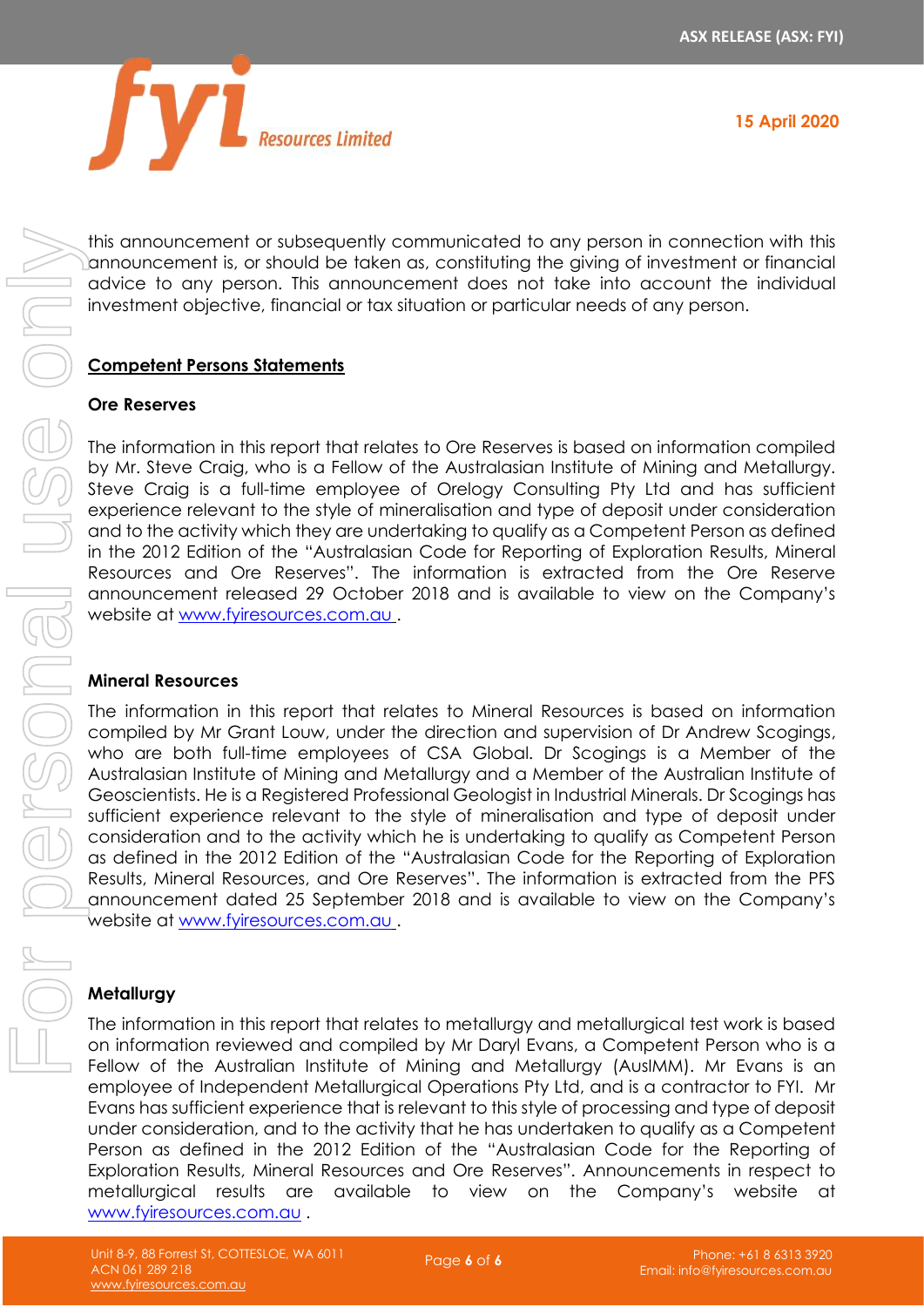this announcement or subsequently communicated to any person in connection with this announcement is, or should be taken as, constituting the giving of investment or financial advice to any person. This announcement does not take into account the individual investment objective, financial or tax situation or particular needs of any person.

## Competent Persons Statements

### Ore Reserves

The information in this report that relates to Ore Reserves is based on information compiled by Mr. Steve Craig, who is a Fellow of the Australasian Institute of Mining and Metallurgy. Steve Craig is a full-time employee of Orelogy Consulting Pty Ltd and has sufficient experience relevant to the style of mineralisation and type of deposit under consideration and to the activity which they are undertaking to qualify as a Competent Person as defined in the 2012 Edition of the "Australasian Code for Reporting of Exploration Results, Mineral Resources and Ore Reserves". The information is extracted from the Ore Reserve announcement released 29 October 2018 and is available to view on the Company's website at www.fyiresources.com.au .

### Mineral Resources

The information in this report that relates to Mineral Resources is based on information compiled by Mr Grant Louw, under the direction and supervision of Dr Andrew Scogings, who are both full-time employees of CSA Global. Dr Scogings is a Member of the Australasian Institute of Mining and Metallurgy and a Member of the Australian Institute of Geoscientists. He is a Registered Professional Geologist in Industrial Minerals. Dr Scogings has sufficient experience relevant to the style of mineralisation and type of deposit under consideration and to the activity which he is undertaking to qualify as Competent Person as defined in the 2012 Edition of the "Australasian Code for the Reporting of Exploration Results, Mineral Resources, and Ore Reserves". The information is extracted from the PFS announcement dated 25 September 2018 and is available to view on the Company's website at www.fyiresources.com.au .

### Metallurgy

The information in this report that relates to metallurgy and metallurgical test work is based on information reviewed and compiled by Mr Daryl Evans, a Competent Person who is a Fellow of the Australian Institute of Mining and Metallurgy (AusIMM). Mr Evans is an employee of Independent Metallurgical Operations Pty Ltd, and is a contractor to FYI. Mr Evans has sufficient experience that is relevant to this style of processing and type of deposit under consideration, and to the activity that he has undertaken to qualify as a Competent Person as defined in the 2012 Edition of the "Australasian Code for the Reporting of Exploration Results, Mineral Resources and Ore Reserves". Announcements in respect to metallurgical results are available to view on the Company's website at www.fyiresources.com.au .